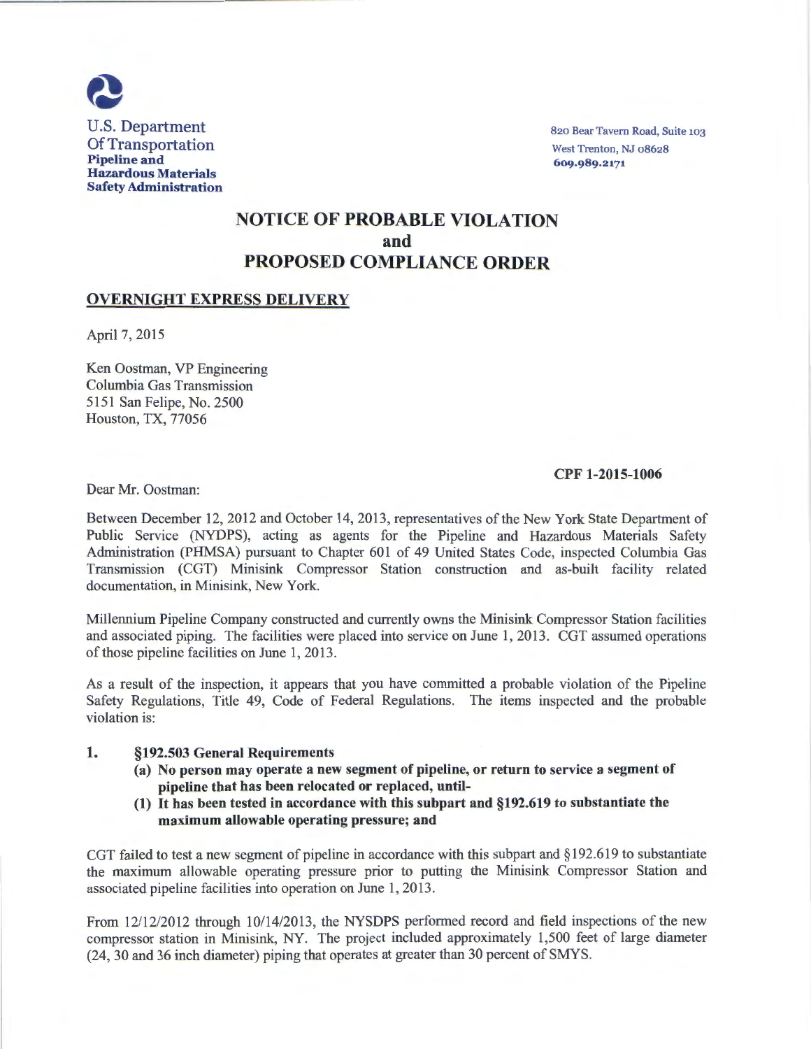U.S. Department
Of Transportation
**Pipeline and**
**Hazardous Materials**
**Safety Administration**

820 Bear Tavern Road, Suite 103
West Trenton, NJ 08628
**609.989.2171**

# NOTICE OF PROBABLE VIOLATION
# and
# PROPOSED COMPLIANCE ORDER

**OVERNIGHT EXPRESS DELIVERY**

April 7, 2015

Ken Oostman, VP Engineering
Columbia Gas Transmission
5151 San Felipe, No. 2500
Houston, TX, 77056

**CPF 1-2015-1006**

Dear Mr. Oostman:

Between December 12, 2012 and October 14, 2013, representatives of the New York State Department of Public Service (NYDPS), acting as agents for the Pipeline and Hazardous Materials Safety Administration (PHMSA) pursuant to Chapter 601 of 49 United States Code, inspected Columbia Gas Transmission (CGT) Minisink Compressor Station construction and as-built facility related documentation, in Minisink, New York.

Millennium Pipeline Company constructed and currently owns the Minisink Compressor Station facilities and associated piping. The facilities were placed into service on June 1, 2013. CGT assumed operations of those pipeline facilities on June 1, 2013.

As a result of the inspection, it appears that you have committed a probable violation of the Pipeline Safety Regulations, Title 49, Code of Federal Regulations. The items inspected and the probable violation is:

1. **§192.503 General Requirements**
   **(a) No person may operate a new segment of pipeline, or return to service a segment of pipeline that has been relocated or replaced, until-**
   **(1) It has been tested in accordance with this subpart and §192.619 to substantiate the maximum allowable operating pressure; and**

CGT failed to test a new segment of pipeline in accordance with this subpart and §192.619 to substantiate the maximum allowable operating pressure prior to putting the Minisink Compressor Station and associated pipeline facilities into operation on June 1, 2013.

From 12/12/2012 through 10/14/2013, the NYSDPS performed record and field inspections of the new compressor station in Minisink, NY. The project included approximately 1,500 feet of large diameter (24, 30 and 36 inch diameter) piping that operates at greater than 30 percent of SMYS.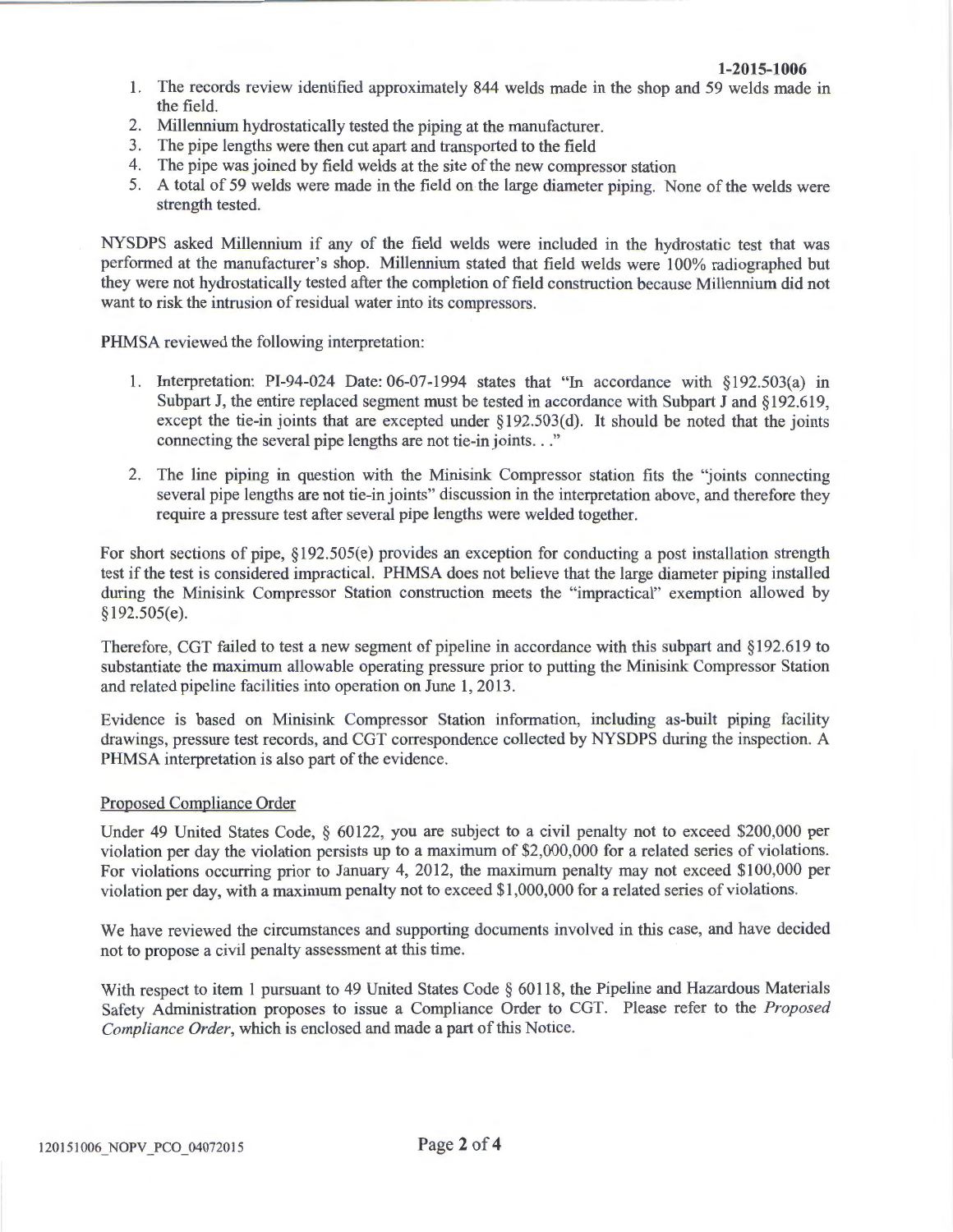1. The records review identified approximately 844 welds made in the shop and 59 welds made in the field.
2. Millennium hydrostatically tested the piping at the manufacturer.
3. The pipe lengths were then cut apart and transported to the field
4. The pipe was joined by field welds at the site of the new compressor station
5. A total of 59 welds were made in the field on the large diameter piping. None of the welds were strength tested.

NYSDPS asked Millennium if any of the field welds were included in the hydrostatic test that was performed at the manufacturer's shop. Millennium stated that field welds were 100% radiographed but they were not hydrostatically tested after the completion of field construction because Millennium did not want to risk the intrusion of residual water into its compressors.

PHMSA reviewed the following interpretation:

1. Interpretation: PI-94-024 Date: 06-07-1994 states that "In accordance with §192.503(a) in Subpart J, the entire replaced segment must be tested in accordance with Subpart J and §192.619, except the tie-in joints that are excepted under §192.503(d). It should be noted that the joints connecting the several pipe lengths are not tie-in joints. . ."
2. The line piping in question with the Minisink Compressor station fits the "joints connecting several pipe lengths are not tie-in joints" discussion in the interpretation above, and therefore they require a pressure test after several pipe lengths were welded together.

For short sections of pipe, §192.505(e) provides an exception for conducting a post installation strength test if the test is considered impractical. PHMSA does not believe that the large diameter piping installed during the Minisink Compressor Station construction meets the "impractical" exemption allowed by §192.505(e).

Therefore, CGT failed to test a new segment of pipeline in accordance with this subpart and §192.619 to substantiate the maximum allowable operating pressure prior to putting the Minisink Compressor Station and related pipeline facilities into operation on June 1, 2013.

Evidence is based on Minisink Compressor Station information, including as-built piping facility drawings, pressure test records, and CGT correspondence collected by NYSDPS during the inspection. A PHMSA interpretation is also part of the evidence.

## Proposed Compliance Order

Under 49 United States Code, § 60122, you are subject to a civil penalty not to exceed $200,000 per violation per day the violation persists up to a maximum of $2,000,000 for a related series of violations. For violations occurring prior to January 4, 2012, the maximum penalty may not exceed $100,000 per violation per day, with a maximum penalty not to exceed $1,000,000 for a related series of violations.

We have reviewed the circumstances and supporting documents involved in this case, and have decided not to propose a civil penalty assessment at this time.

With respect to item 1 pursuant to 49 United States Code § 60118, the Pipeline and Hazardous Materials Safety Administration proposes to issue a Compliance Order to CGT. Please refer to the *Proposed Compliance Order*, which is enclosed and made a part of this Notice.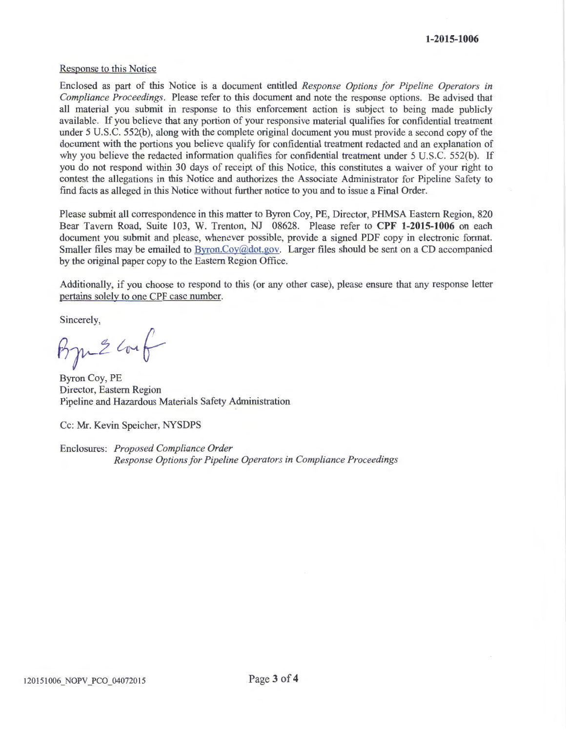Response to this Notice

Enclosed as part of this Notice is a document entitled *Response Options for Pipeline Operators in Compliance Proceedings*. Please refer to this document and note the response options. Be advised that all material you submit in response to this enforcement action is subject to being made publicly available. If you believe that any portion of your responsive material qualifies for confidential treatment under 5 U.S.C. 552(b), along with the complete original document you must provide a second copy of the document with the portions you believe qualify for confidential treatment redacted and an explanation of why you believe the redacted information qualifies for confidential treatment under 5 U.S.C. 552(b). If you do not respond within 30 days of receipt of this Notice, this constitutes a waiver of your right to contest the allegations in this Notice and authorizes the Associate Administrator for Pipeline Safety to find facts as alleged in this Notice without further notice to you and to issue a Final Order.

Please submit all correspondence in this matter to Byron Coy, PE, Director, PHMSA Eastern Region, 820 Bear Tavern Road, Suite 103, W. Trenton, NJ 08628. Please refer to **CPF 1-2015-1006** on each document you submit and please, whenever possible, provide a signed PDF copy in electronic format. Smaller files may be emailed to Byron.Coy@dot.gov. Larger files should be sent on a CD accompanied by the original paper copy to the Eastern Region Office.

Additionally, if you choose to respond to this (or any other case), please ensure that any response letter pertains solely to one CPF case number.

Sincerely,

Byron Coy, PE
Director, Eastern Region
Pipeline and Hazardous Materials Safety Administration

Cc: Mr. Kevin Speicher, NYSDPS

Enclosures: *Proposed Compliance Order*
*Response Options for Pipeline Operators in Compliance Proceedings*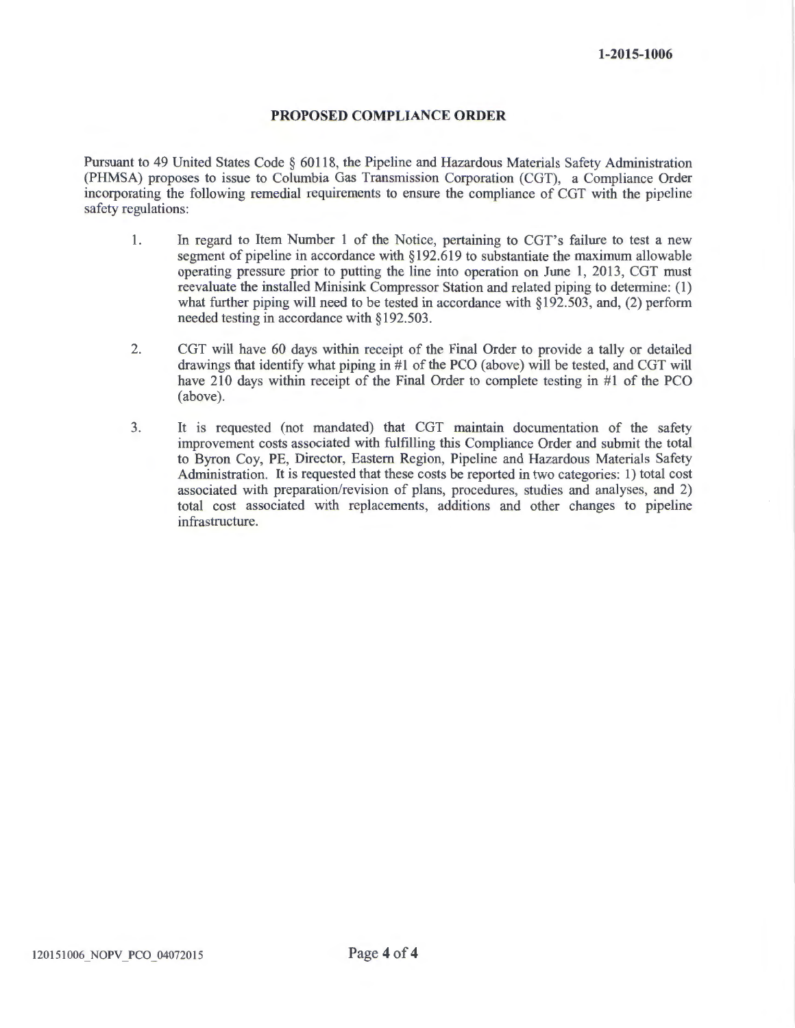## PROPOSED COMPLIANCE ORDER

Pursuant to 49 United States Code § 60118, the Pipeline and Hazardous Materials Safety Administration (PHMSA) proposes to issue to Columbia Gas Transmission Corporation (CGT), a Compliance Order incorporating the following remedial requirements to ensure the compliance of CGT with the pipeline safety regulations:

1. In regard to Item Number 1 of the Notice, pertaining to CGT's failure to test a new segment of pipeline in accordance with §192.619 to substantiate the maximum allowable operating pressure prior to putting the line into operation on June 1, 2013, CGT must reevaluate the installed Minisink Compressor Station and related piping to determine: (1) what further piping will need to be tested in accordance with §192.503, and, (2) perform needed testing in accordance with §192.503.

2. CGT will have 60 days within receipt of the Final Order to provide a tally or detailed drawings that identify what piping in #1 of the PCO (above) will be tested, and CGT will have 210 days within receipt of the Final Order to complete testing in #1 of the PCO (above).

3. It is requested (not mandated) that CGT maintain documentation of the safety improvement costs associated with fulfilling this Compliance Order and submit the total to Byron Coy, PE, Director, Eastern Region, Pipeline and Hazardous Materials Safety Administration. It is requested that these costs be reported in two categories: 1) total cost associated with preparation/revision of plans, procedures, studies and analyses, and 2) total cost associated with replacements, additions and other changes to pipeline infrastructure.